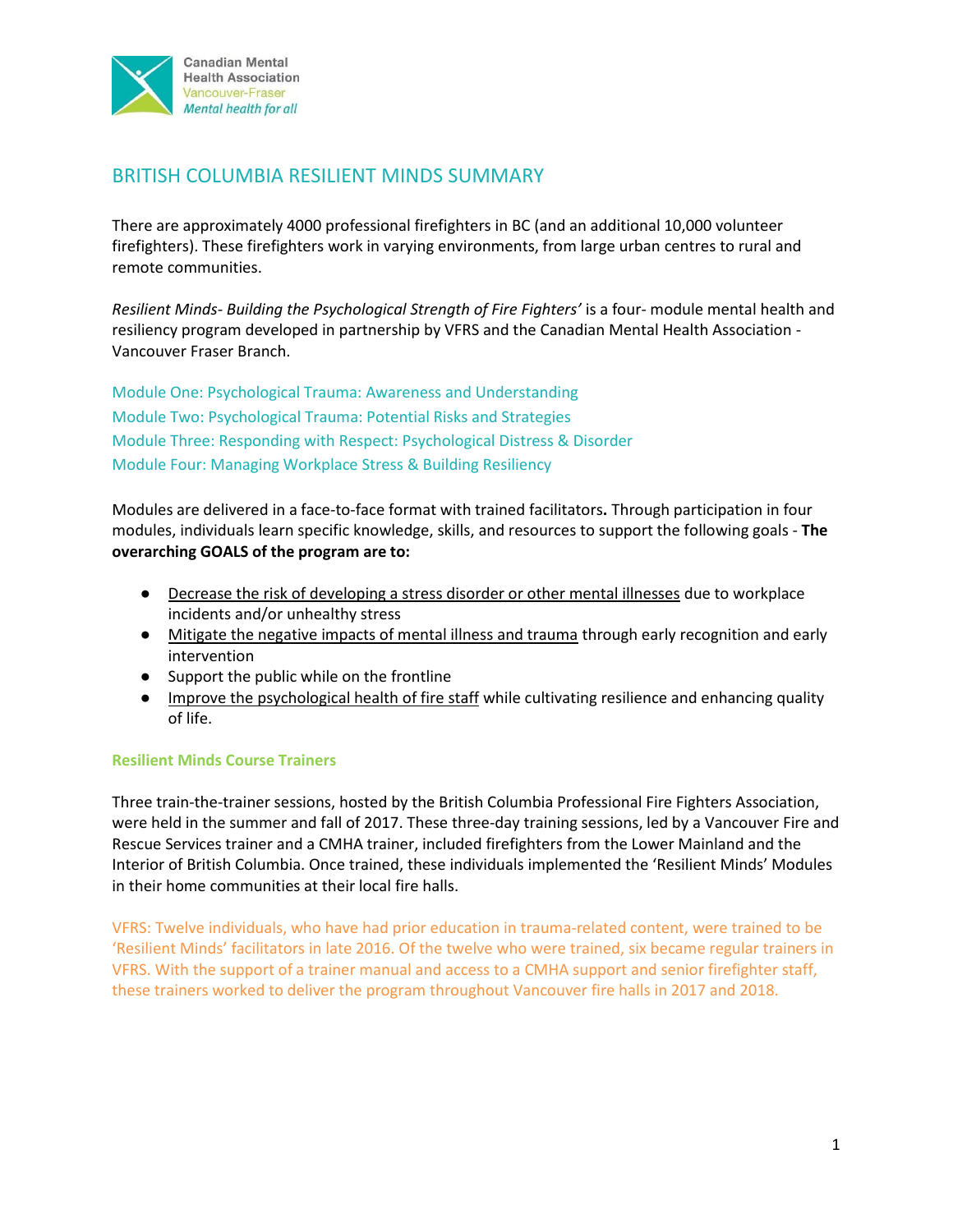Canadian Mental Health Association
Vancouver-Fraser
*Mental health for all*

# BRITISH COLUMBIA RESILIENT MINDS SUMMARY

There are approximately 4000 professional firefighters in BC (and an additional 10,000 volunteer firefighters). These firefighters work in varying environments, from large urban centres to rural and remote communities.

*Resilient Minds- Building the Psychological Strength of Fire Fighters'* is a four- module mental health and resiliency program developed in partnership by VFRS and the Canadian Mental Health Association - Vancouver Fraser Branch.

Module One: Psychological Trauma: Awareness and Understanding
Module Two: Psychological Trauma: Potential Risks and Strategies
Module Three: Responding with Respect: Psychological Distress & Disorder
Module Four: Managing Workplace Stress & Building Resiliency

Modules are delivered in a face-to-face format with trained facilitators**.** Through participation in four modules, individuals learn specific knowledge, skills, and resources to support the following goals - **The overarching GOALS of the program are to:**

- <u>Decrease the risk of developing a stress disorder or other mental illnesses</u> due to workplace incidents and/or unhealthy stress
- <u>Mitigate the negative impacts of mental illness and trauma</u> through early recognition and early intervention
- Support the public while on the frontline
- <u>Improve the psychological health of fire staff</u> while cultivating resilience and enhancing quality of life.

### Resilient Minds Course Trainers

Three train-the-trainer sessions, hosted by the British Columbia Professional Fire Fighters Association, were held in the summer and fall of 2017. These three-day training sessions, led by a Vancouver Fire and Rescue Services trainer and a CMHA trainer, included firefighters from the Lower Mainland and the Interior of British Columbia. Once trained, these individuals implemented the 'Resilient Minds' Modules in their home communities at their local fire halls.

VFRS: Twelve individuals, who have had prior education in trauma-related content, were trained to be 'Resilient Minds' facilitators in late 2016. Of the twelve who were trained, six became regular trainers in VFRS. With the support of a trainer manual and access to a CMHA support and senior firefighter staff, these trainers worked to deliver the program throughout Vancouver fire halls in 2017 and 2018.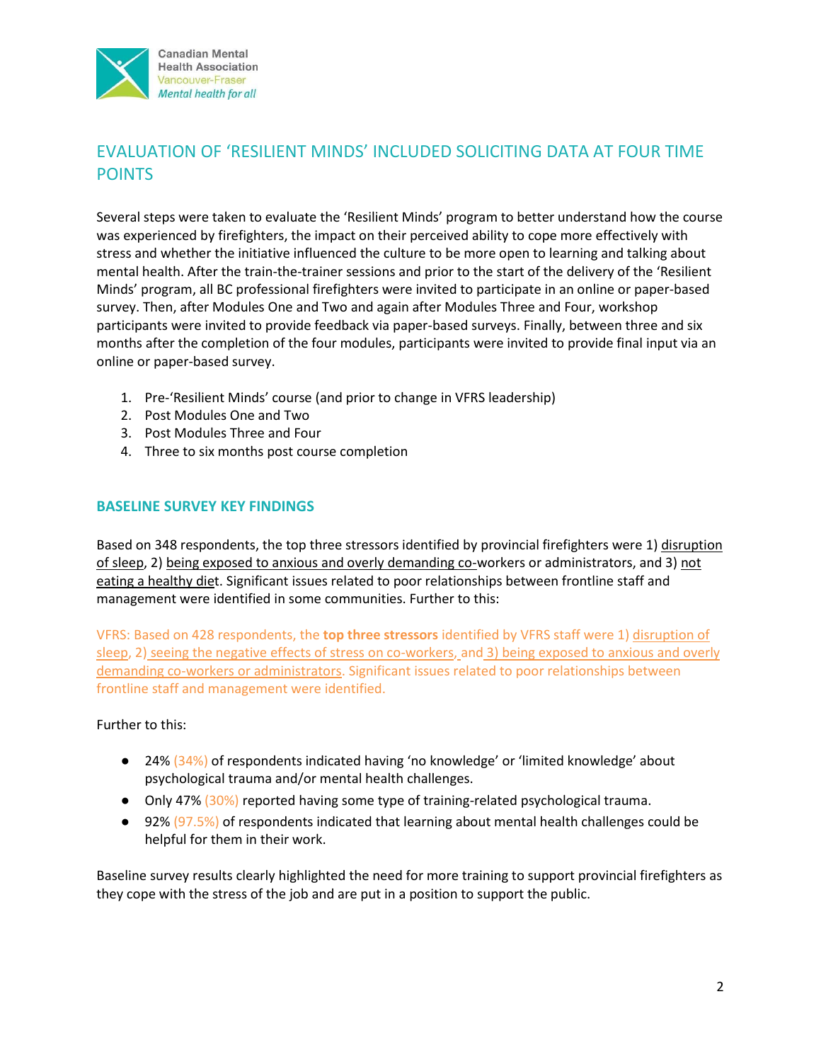Canadian Mental Health Association
Vancouver-Fraser
*Mental health for all*

## EVALUATION OF 'RESILIENT MINDS' INCLUDED SOLICITING DATA AT FOUR TIME POINTS

Several steps were taken to evaluate the 'Resilient Minds' program to better understand how the course was experienced by firefighters, the impact on their perceived ability to cope more effectively with stress and whether the initiative influenced the culture to be more open to learning and talking about mental health. After the train-the-trainer sessions and prior to the start of the delivery of the 'Resilient Minds' program, all BC professional firefighters were invited to participate in an online or paper-based survey. Then, after Modules One and Two and again after Modules Three and Four, workshop participants were invited to provide feedback via paper-based surveys. Finally, between three and six months after the completion of the four modules, participants were invited to provide final input via an online or paper-based survey.

1. Pre-'Resilient Minds' course (and prior to change in VFRS leadership)
2. Post Modules One and Two
3. Post Modules Three and Four
4. Three to six months post course completion

### BASELINE SURVEY KEY FINDINGS

Based on 348 respondents, the top three stressors identified by provincial firefighters were 1) disruption of sleep, 2) being exposed to anxious and overly demanding co-workers or administrators, and 3) not eating a healthy diet. Significant issues related to poor relationships between frontline staff and management were identified in some communities. Further to this:

VFRS: Based on 428 respondents, the **top three stressors** identified by VFRS staff were 1) disruption of sleep, 2) seeing the negative effects of stress on co-workers, and 3) being exposed to anxious and overly demanding co-workers or administrators. Significant issues related to poor relationships between frontline staff and management were identified.

Further to this:

- 24% (34%) of respondents indicated having 'no knowledge' or 'limited knowledge' about psychological trauma and/or mental health challenges.
- Only 47% (30%) reported having some type of training-related psychological trauma.
- 92% (97.5%) of respondents indicated that learning about mental health challenges could be helpful for them in their work.

Baseline survey results clearly highlighted the need for more training to support provincial firefighters as they cope with the stress of the job and are put in a position to support the public.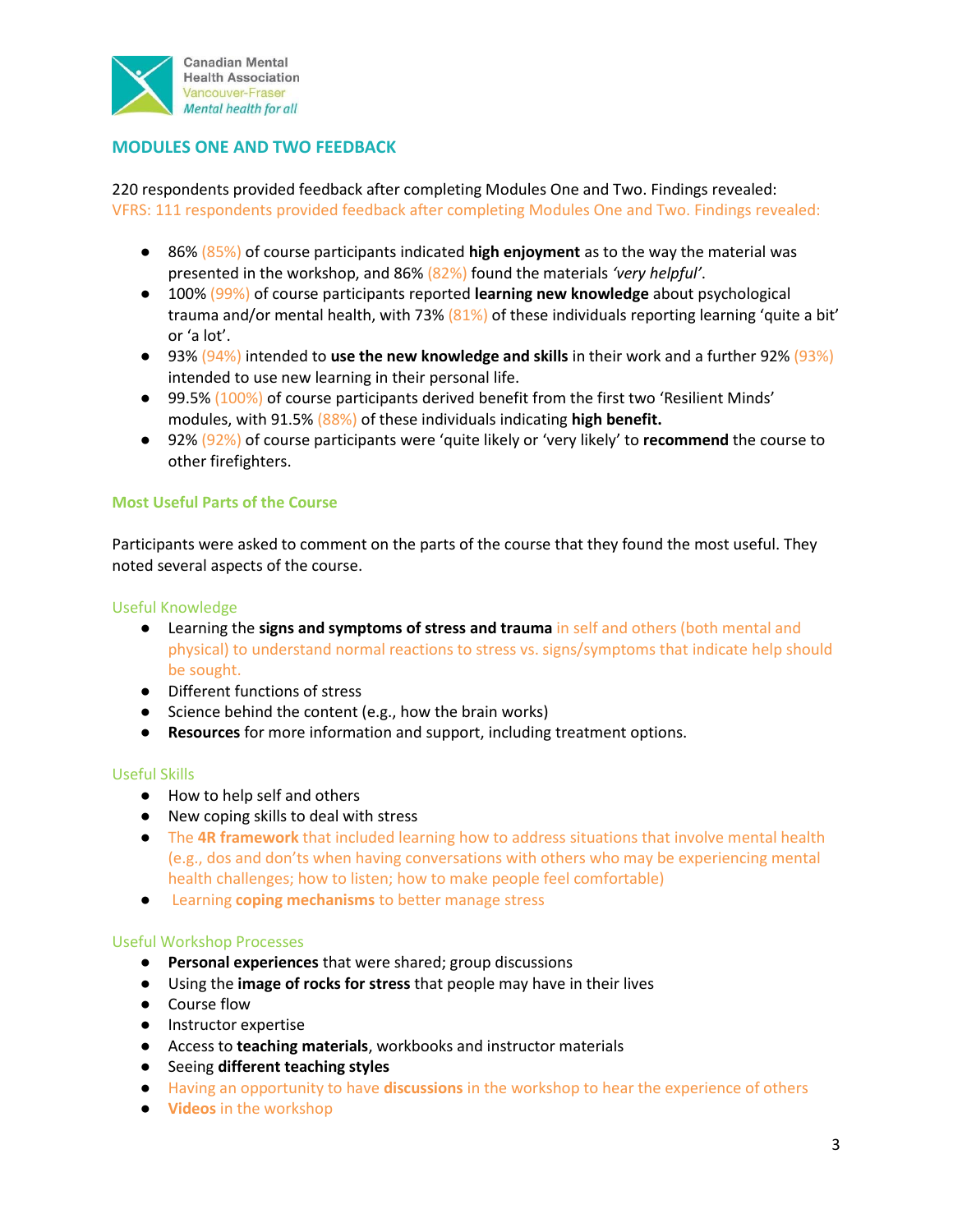## MODULES ONE AND TWO FEEDBACK

220 respondents provided feedback after completing Modules One and Two. Findings revealed:
VFRS: 111 respondents provided feedback after completing Modules One and Two. Findings revealed:

- 86% (85%) of course participants indicated **high enjoyment** as to the way the material was presented in the workshop, and 86% (82%) found the materials *'very helpful'*.
- 100% (99%) of course participants reported **learning new knowledge** about psychological trauma and/or mental health, with 73% (81%) of these individuals reporting learning 'quite a bit' or 'a lot'.
- 93% (94%) intended to **use the new knowledge and skills** in their work and a further 92% (93%) intended to use new learning in their personal life.
- 99.5% (100%) of course participants derived benefit from the first two 'Resilient Minds' modules, with 91.5% (88%) of these individuals indicating **high benefit.**
- 92% (92%) of course participants were 'quite likely or 'very likely' to **recommend** the course to other firefighters.

### Most Useful Parts of the Course

Participants were asked to comment on the parts of the course that they found the most useful. They noted several aspects of the course.

#### Useful Knowledge

- Learning the **signs and symptoms of stress and trauma** in self and others (both mental and physical) to understand normal reactions to stress vs. signs/symptoms that indicate help should be sought.
- Different functions of stress
- Science behind the content (e.g., how the brain works)
- **Resources** for more information and support, including treatment options.

#### Useful Skills

- How to help self and others
- New coping skills to deal with stress
- The **4R framework** that included learning how to address situations that involve mental health (e.g., dos and don'ts when having conversations with others who may be experiencing mental health challenges; how to listen; how to make people feel comfortable)
- Learning **coping mechanisms** to better manage stress

#### Useful Workshop Processes

- **Personal experiences** that were shared; group discussions
- Using the **image of rocks for stress** that people may have in their lives
- Course flow
- Instructor expertise
- Access to **teaching materials**, workbooks and instructor materials
- Seeing **different teaching styles**
- Having an opportunity to have **discussions** in the workshop to hear the experience of others
- **Videos** in the workshop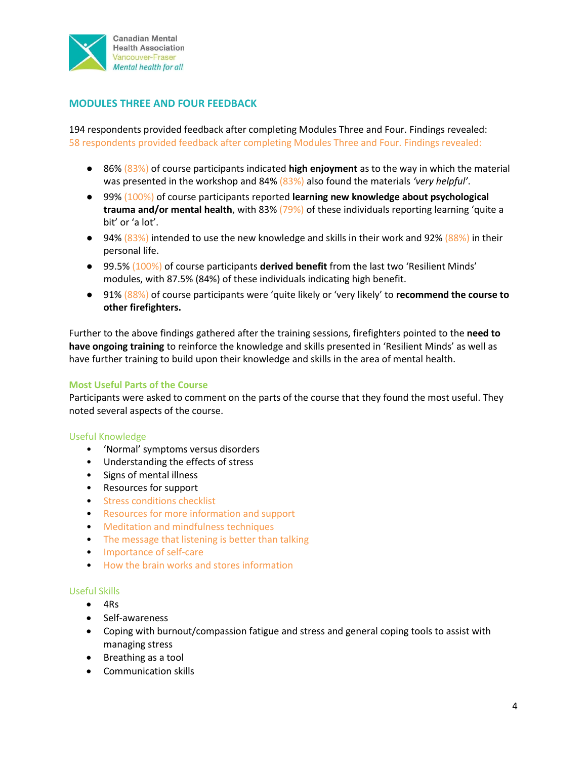## MODULES THREE AND FOUR FEEDBACK

194 respondents provided feedback after completing Modules Three and Four. Findings revealed:
58 respondents provided feedback after completing Modules Three and Four. Findings revealed:

- 86% (83%) of course participants indicated **high enjoyment** as to the way in which the material was presented in the workshop and 84% (83%) also found the materials *'very helpful'*.
- 99% (100%) of course participants reported **learning new knowledge about psychological trauma and/or mental health**, with 83% (79%) of these individuals reporting learning 'quite a bit' or 'a lot'.
- 94% (83%) intended to use the new knowledge and skills in their work and 92% (88%) in their personal life.
- 99.5% (100%) of course participants **derived benefit** from the last two 'Resilient Minds' modules, with 87.5% (84%) of these individuals indicating high benefit.
- 91% (88%) of course participants were 'quite likely or 'very likely' to **recommend the course to other firefighters.**

Further to the above findings gathered after the training sessions, firefighters pointed to the **need to have ongoing training** to reinforce the knowledge and skills presented in 'Resilient Minds' as well as have further training to build upon their knowledge and skills in the area of mental health.

### Most Useful Parts of the Course

Participants were asked to comment on the parts of the course that they found the most useful. They noted several aspects of the course.

#### Useful Knowledge

- 'Normal' symptoms versus disorders
- Understanding the effects of stress
- Signs of mental illness
- Resources for support
- Stress conditions checklist
- Resources for more information and support
- Meditation and mindfulness techniques
- The message that listening is better than talking
- Importance of self-care
- How the brain works and stores information

#### Useful Skills

- 4Rs
- Self-awareness
- Coping with burnout/compassion fatigue and stress and general coping tools to assist with managing stress
- Breathing as a tool
- Communication skills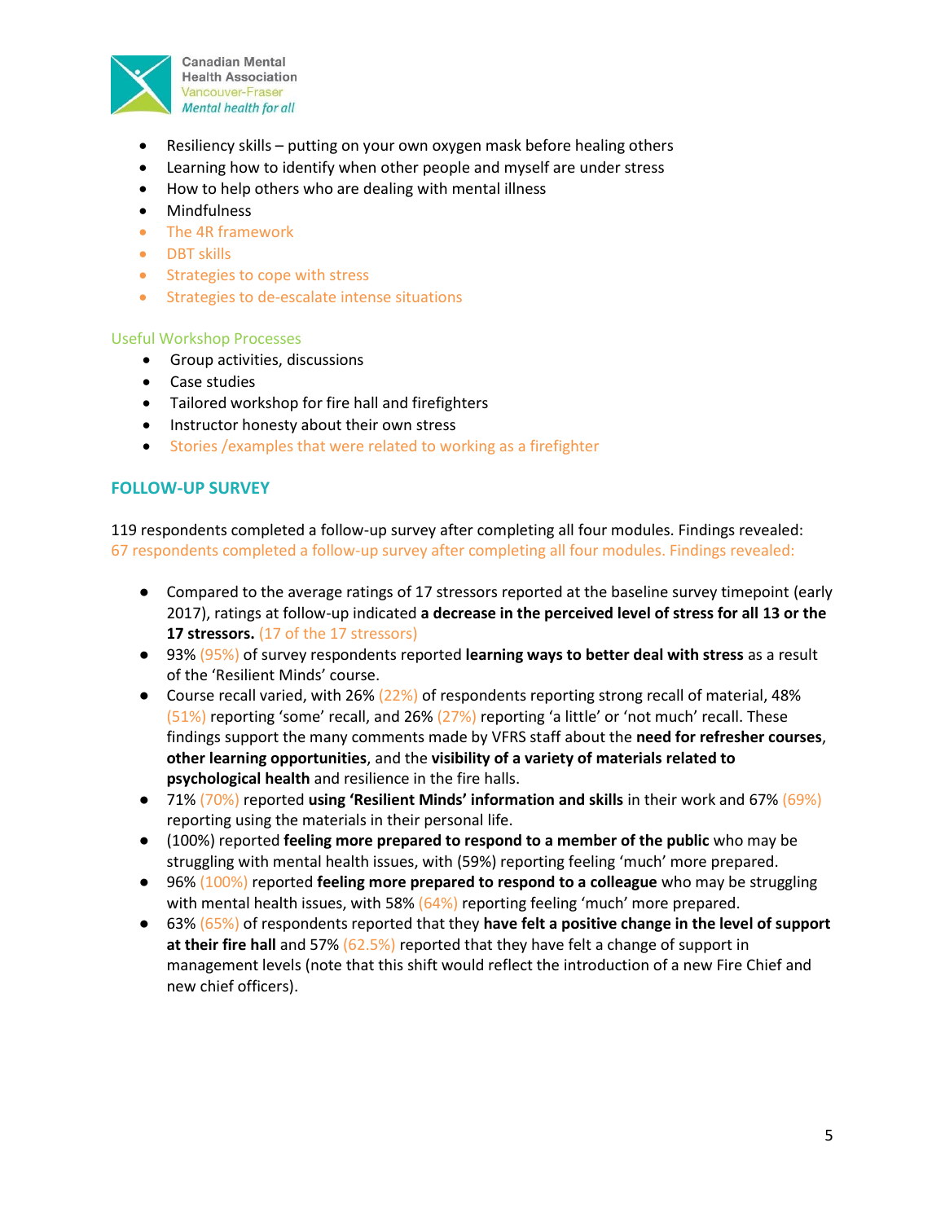- Resiliency skills – putting on your own oxygen mask before healing others
- Learning how to identify when other people and myself are under stress
- How to help others who are dealing with mental illness
- Mindfulness
- The 4R framework
- DBT skills
- Strategies to cope with stress
- Strategies to de-escalate intense situations

Useful Workshop Processes

- Group activities, discussions
- Case studies
- Tailored workshop for fire hall and firefighters
- Instructor honesty about their own stress
- Stories /examples that were related to working as a firefighter

## FOLLOW-UP SURVEY

119 respondents completed a follow-up survey after completing all four modules. Findings revealed:
67 respondents completed a follow-up survey after completing all four modules. Findings revealed:

- Compared to the average ratings of 17 stressors reported at the baseline survey timepoint (early 2017), ratings at follow-up indicated **a decrease in the perceived level of stress for all 13 or the 17 stressors.** (17 of the 17 stressors)
- 93% (95%) of survey respondents reported **learning ways to better deal with stress** as a result of the 'Resilient Minds' course.
- Course recall varied, with 26% (22%) of respondents reporting strong recall of material, 48% (51%) reporting 'some' recall, and 26% (27%) reporting 'a little' or 'not much' recall. These findings support the many comments made by VFRS staff about the **need for refresher courses**, **other learning opportunities**, and the **visibility of a variety of materials related to psychological health** and resilience in the fire halls.
- 71% (70%) reported **using 'Resilient Minds' information and skills** in their work and 67% (69%) reporting using the materials in their personal life.
- (100%) reported **feeling more prepared to respond to a member of the public** who may be struggling with mental health issues, with (59%) reporting feeling 'much' more prepared.
- 96% (100%) reported **feeling more prepared to respond to a colleague** who may be struggling with mental health issues, with 58% (64%) reporting feeling 'much' more prepared.
- 63% (65%) of respondents reported that they **have felt a positive change in the level of support at their fire hall** and 57% (62.5%) reported that they have felt a change of support in management levels (note that this shift would reflect the introduction of a new Fire Chief and new chief officers).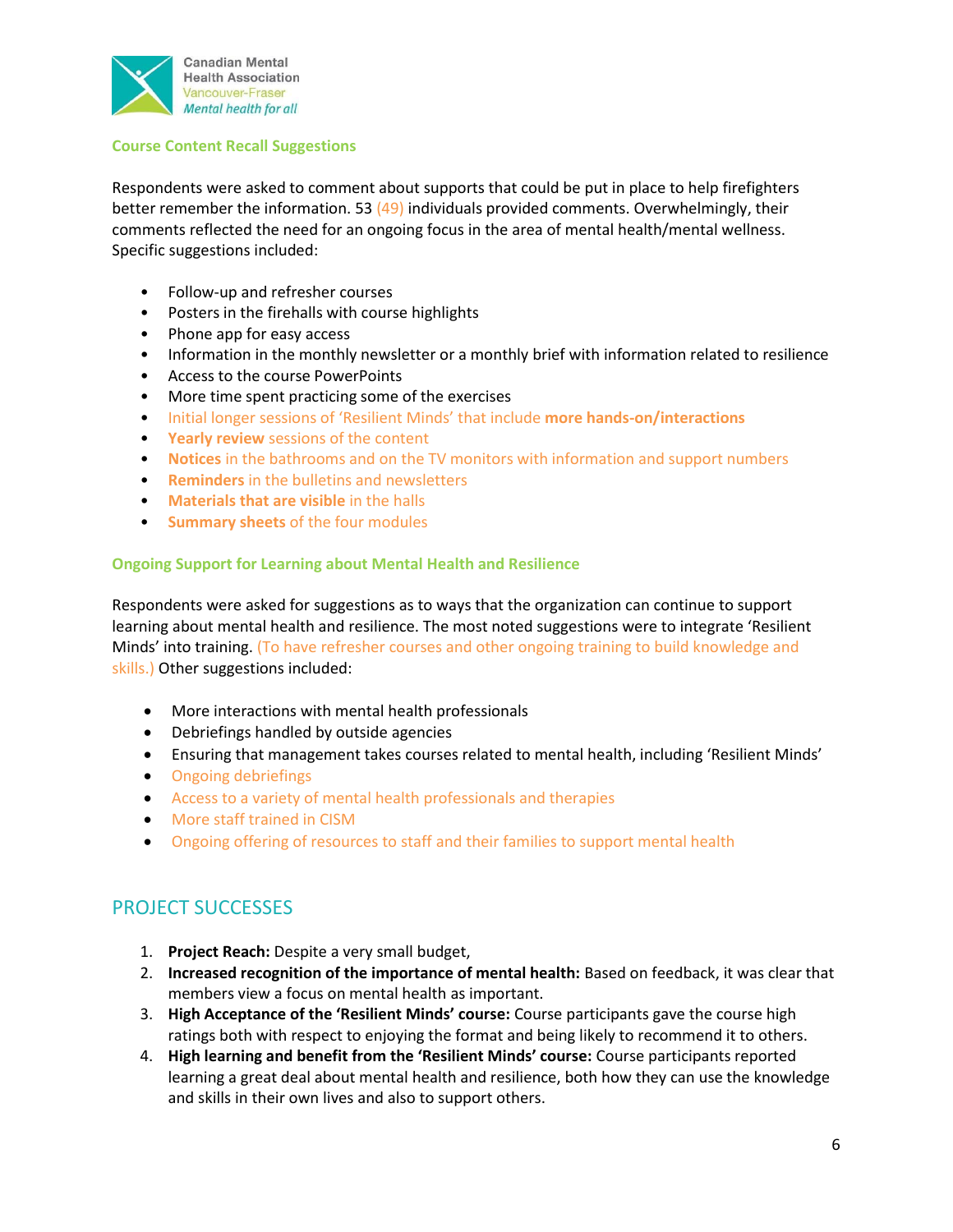Canadian Mental Health Association
Vancouver-Fraser
*Mental health for all*

### Course Content Recall Suggestions

Respondents were asked to comment about supports that could be put in place to help firefighters better remember the information. 53 (49) individuals provided comments. Overwhelmingly, their comments reflected the need for an ongoing focus in the area of mental health/mental wellness. Specific suggestions included:

- Follow-up and refresher courses
- Posters in the firehalls with course highlights
- Phone app for easy access
- Information in the monthly newsletter or a monthly brief with information related to resilience
- Access to the course PowerPoints
- More time spent practicing some of the exercises
- Initial longer sessions of 'Resilient Minds' that include **more hands-on/interactions**
- **Yearly review** sessions of the content
- **Notices** in the bathrooms and on the TV monitors with information and support numbers
- **Reminders** in the bulletins and newsletters
- **Materials that are visible** in the halls
- **Summary sheets** of the four modules

### Ongoing Support for Learning about Mental Health and Resilience

Respondents were asked for suggestions as to ways that the organization can continue to support learning about mental health and resilience. The most noted suggestions were to integrate 'Resilient Minds' into training. (To have refresher courses and other ongoing training to build knowledge and skills.) Other suggestions included:

- More interactions with mental health professionals
- Debriefings handled by outside agencies
- Ensuring that management takes courses related to mental health, including 'Resilient Minds'
- Ongoing debriefings
- Access to a variety of mental health professionals and therapies
- More staff trained in CISM
- Ongoing offering of resources to staff and their families to support mental health

## PROJECT SUCCESSES

1. **Project Reach:** Despite a very small budget,
2. **Increased recognition of the importance of mental health:** Based on feedback, it was clear that members view a focus on mental health as important.
3. **High Acceptance of the 'Resilient Minds' course:** Course participants gave the course high ratings both with respect to enjoying the format and being likely to recommend it to others.
4. **High learning and benefit from the 'Resilient Minds' course:** Course participants reported learning a great deal about mental health and resilience, both how they can use the knowledge and skills in their own lives and also to support others.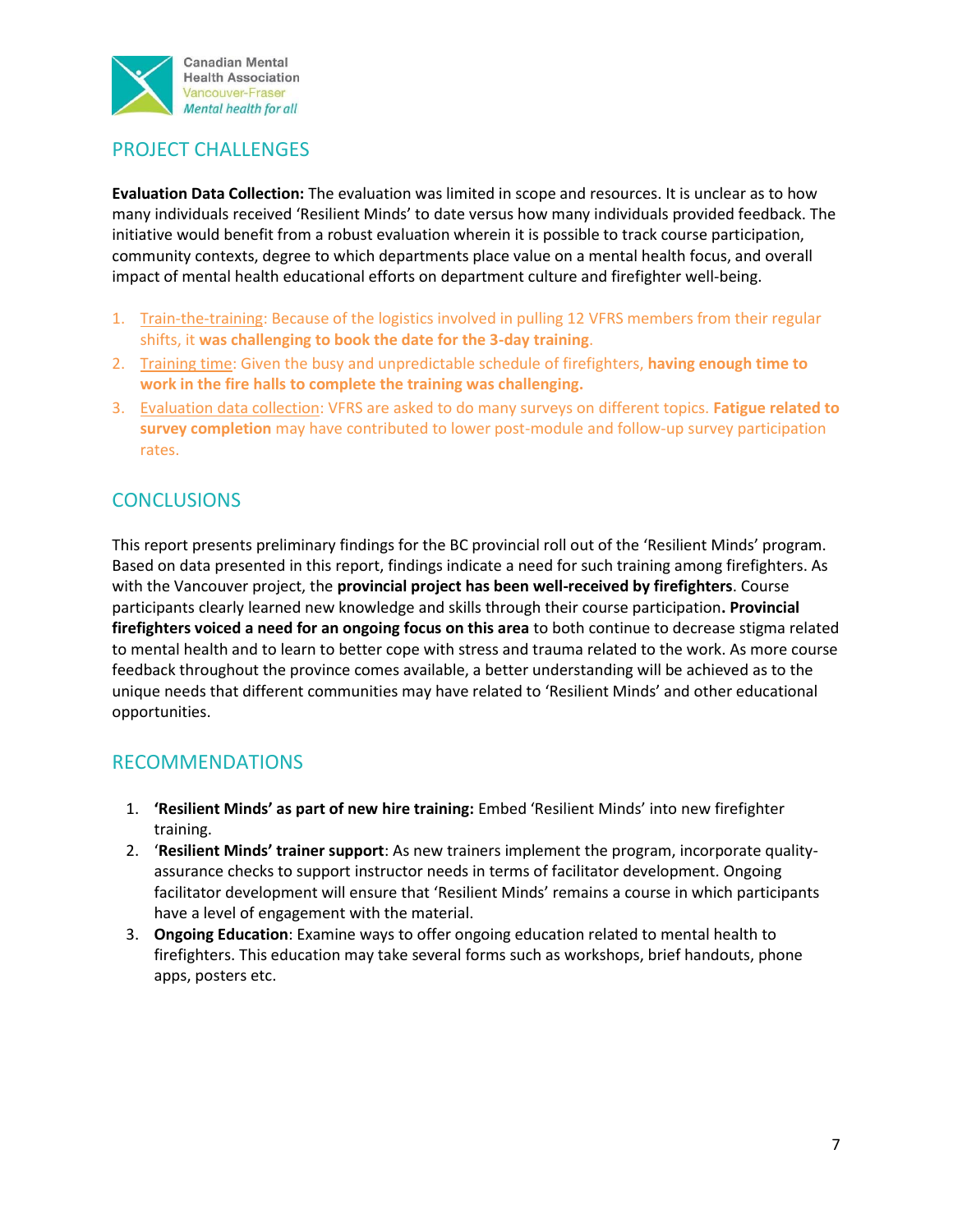## PROJECT CHALLENGES

**Evaluation Data Collection:** The evaluation was limited in scope and resources. It is unclear as to how many individuals received 'Resilient Minds' to date versus how many individuals provided feedback. The initiative would benefit from a robust evaluation wherein it is possible to track course participation, community contexts, degree to which departments place value on a mental health focus, and overall impact of mental health educational efforts on department culture and firefighter well-being.

1. Train-the-training: Because of the logistics involved in pulling 12 VFRS members from their regular shifts, it **was challenging to book the date for the 3-day training**.
2. Training time: Given the busy and unpredictable schedule of firefighters, **having enough time to work in the fire halls to complete the training was challenging.**
3. Evaluation data collection: VFRS are asked to do many surveys on different topics. **Fatigue related to survey completion** may have contributed to lower post-module and follow-up survey participation rates.

## CONCLUSIONS

This report presents preliminary findings for the BC provincial roll out of the 'Resilient Minds' program. Based on data presented in this report, findings indicate a need for such training among firefighters. As with the Vancouver project, the **provincial project has been well-received by firefighters**. Course participants clearly learned new knowledge and skills through their course participation**. Provincial firefighters voiced a need for an ongoing focus on this area** to both continue to decrease stigma related to mental health and to learn to better cope with stress and trauma related to the work. As more course feedback throughout the province comes available, a better understanding will be achieved as to the unique needs that different communities may have related to 'Resilient Minds' and other educational opportunities.

## RECOMMENDATIONS

1. **'Resilient Minds' as part of new hire training:** Embed 'Resilient Minds' into new firefighter training.
2. '**Resilient Minds' trainer support**: As new trainers implement the program, incorporate quality-assurance checks to support instructor needs in terms of facilitator development. Ongoing facilitator development will ensure that 'Resilient Minds' remains a course in which participants have a level of engagement with the material.
3. **Ongoing Education**: Examine ways to offer ongoing education related to mental health to firefighters. This education may take several forms such as workshops, brief handouts, phone apps, posters etc.